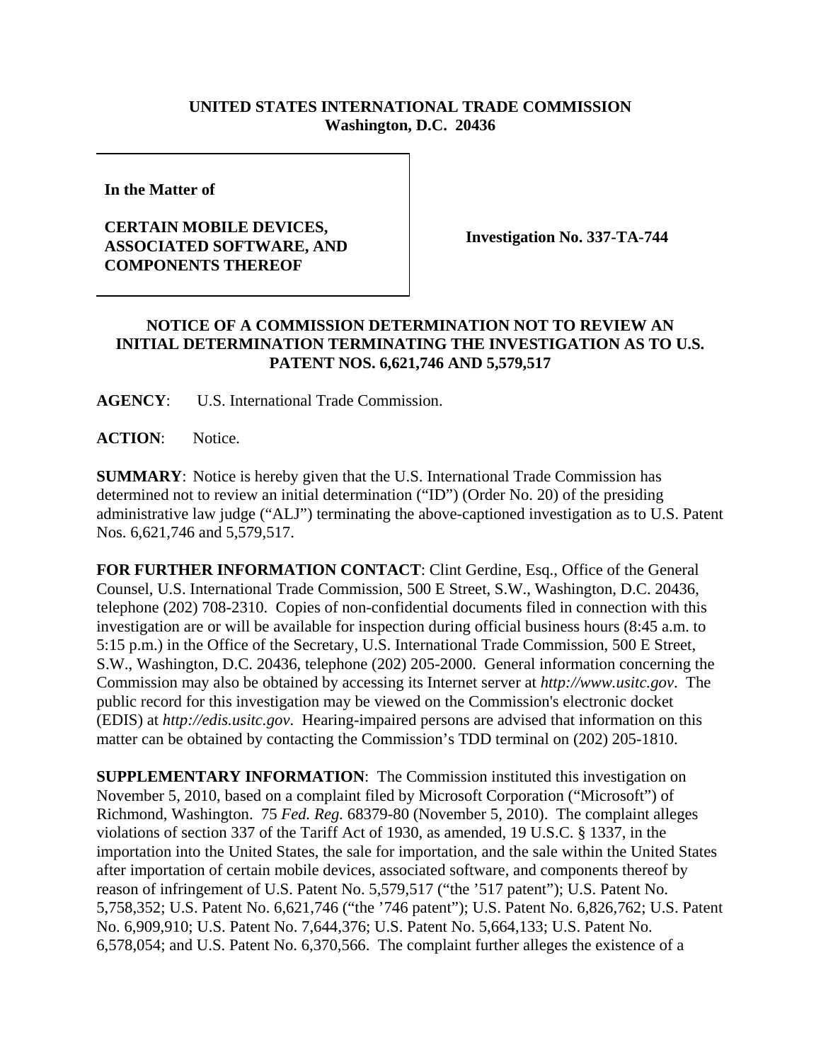**UNITED STATES INTERNATIONAL TRADE COMMISSION**
**Washington, D.C. 20436**

**In the Matter of**

**CERTAIN MOBILE DEVICES, ASSOCIATED SOFTWARE, AND COMPONENTS THEREOF**

**Investigation No. 337-TA-744**

## NOTICE OF A COMMISSION DETERMINATION NOT TO REVIEW AN INITIAL DETERMINATION TERMINATING THE INVESTIGATION AS TO U.S. PATENT NOS. 6,621,746 AND 5,579,517

**AGENCY**: U.S. International Trade Commission.

**ACTION**: Notice.

**SUMMARY**: Notice is hereby given that the U.S. International Trade Commission has determined not to review an initial determination ("ID") (Order No. 20) of the presiding administrative law judge ("ALJ") terminating the above-captioned investigation as to U.S. Patent Nos. 6,621,746 and 5,579,517.

**FOR FURTHER INFORMATION CONTACT**: Clint Gerdine, Esq., Office of the General Counsel, U.S. International Trade Commission, 500 E Street, S.W., Washington, D.C. 20436, telephone (202) 708-2310. Copies of non-confidential documents filed in connection with this investigation are or will be available for inspection during official business hours (8:45 a.m. to 5:15 p.m.) in the Office of the Secretary, U.S. International Trade Commission, 500 E Street, S.W., Washington, D.C. 20436, telephone (202) 205-2000. General information concerning the Commission may also be obtained by accessing its Internet server at *http://www.usitc.gov*. The public record for this investigation may be viewed on the Commission's electronic docket (EDIS) at *http://edis.usitc.gov*. Hearing-impaired persons are advised that information on this matter can be obtained by contacting the Commission's TDD terminal on (202) 205-1810.

**SUPPLEMENTARY INFORMATION**: The Commission instituted this investigation on November 5, 2010, based on a complaint filed by Microsoft Corporation ("Microsoft") of Richmond, Washington. 75 *Fed. Reg.* 68379-80 (November 5, 2010). The complaint alleges violations of section 337 of the Tariff Act of 1930, as amended, 19 U.S.C. § 1337, in the importation into the United States, the sale for importation, and the sale within the United States after importation of certain mobile devices, associated software, and components thereof by reason of infringement of U.S. Patent No. 5,579,517 ("the '517 patent"); U.S. Patent No. 5,758,352; U.S. Patent No. 6,621,746 ("the '746 patent"); U.S. Patent No. 6,826,762; U.S. Patent No. 6,909,910; U.S. Patent No. 7,644,376; U.S. Patent No. 5,664,133; U.S. Patent No. 6,578,054; and U.S. Patent No. 6,370,566. The complaint further alleges the existence of a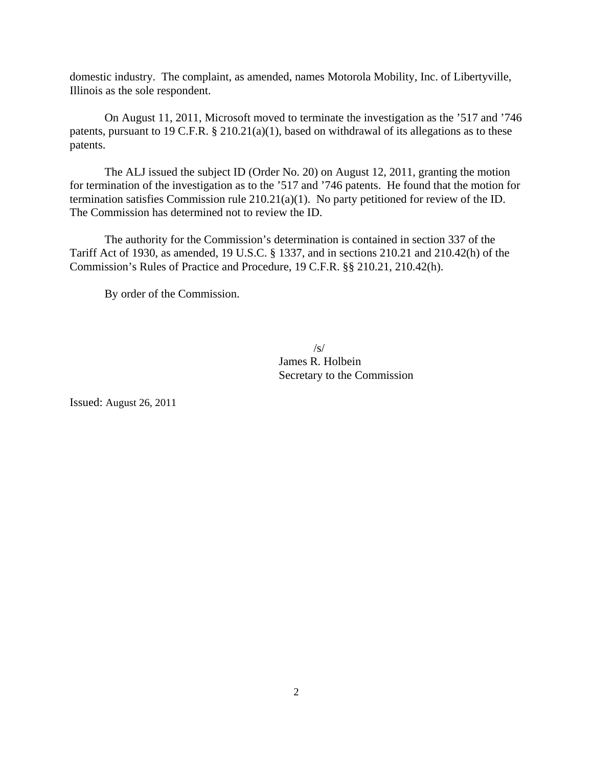domestic industry. The complaint, as amended, names Motorola Mobility, Inc. of Libertyville, Illinois as the sole respondent.

On August 11, 2011, Microsoft moved to terminate the investigation as the ’517 and ’746 patents, pursuant to 19 C.F.R. § 210.21(a)(1), based on withdrawal of its allegations as to these patents.

The ALJ issued the subject ID (Order No. 20) on August 12, 2011, granting the motion for termination of the investigation as to the ’517 and ’746 patents. He found that the motion for termination satisfies Commission rule 210.21(a)(1). No party petitioned for review of the ID. The Commission has determined not to review the ID.

The authority for the Commission’s determination is contained in section 337 of the Tariff Act of 1930, as amended, 19 U.S.C. § 1337, and in sections 210.21 and 210.42(h) of the Commission’s Rules of Practice and Procedure, 19 C.F.R. §§ 210.21, 210.42(h).

By order of the Commission.

/s/
James R. Holbein
Secretary to the Commission

Issued: August 26, 2011